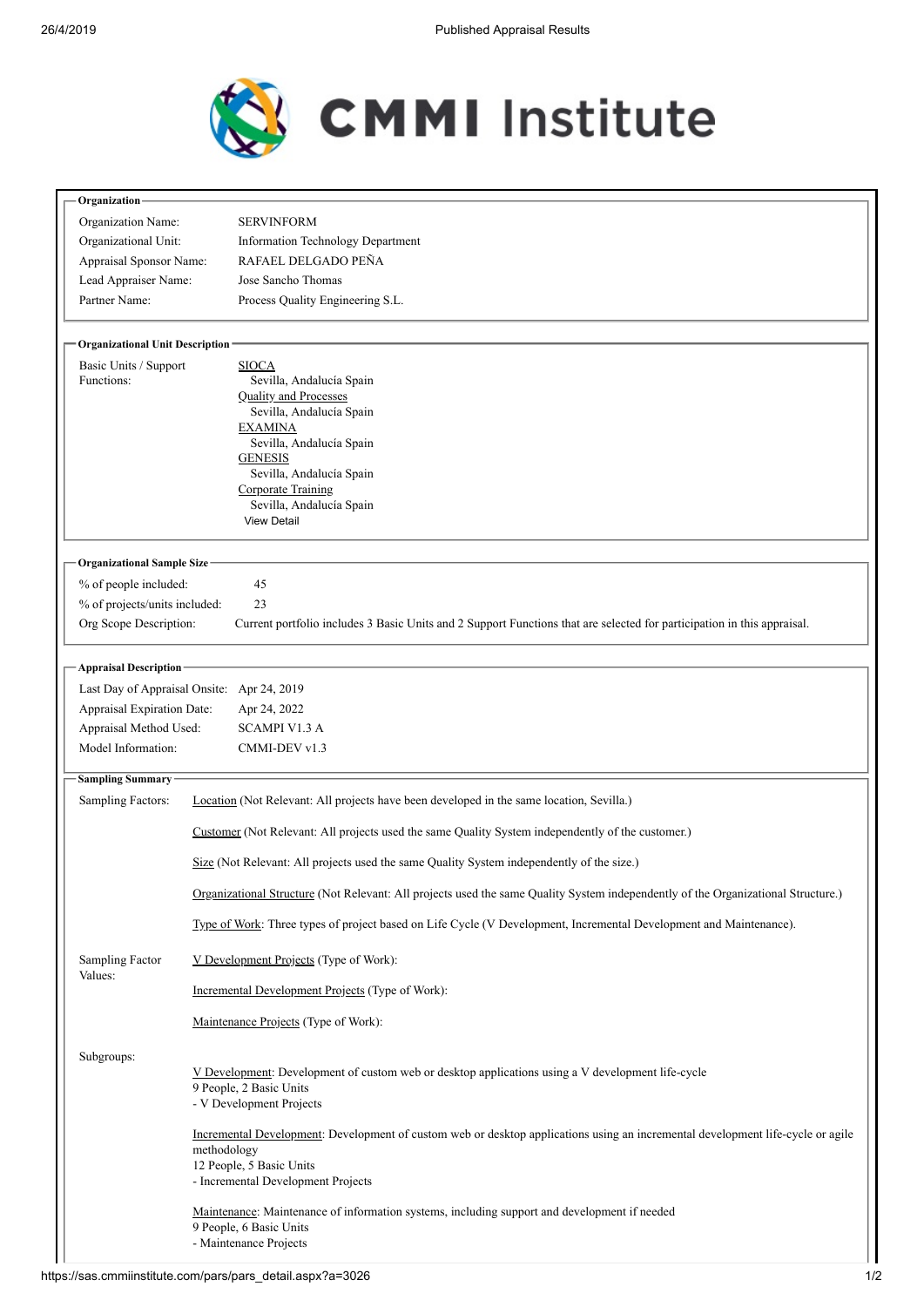# CMMI Institute

## Organization

| | |
|---|---|
| Organization Name: | SERVINFORM |
| Organizational Unit: | Information Technology Department |
| Appraisal Sponsor Name: | RAFAEL DELGADO PEÑA |
| Lead Appraiser Name: | Jose Sancho Thomas |
| Partner Name: | Process Quality Engineering S.L. |

## Organizational Unit Description

Basic Units / Support Functions:

- SIOCA
  - Sevilla, Andalucía Spain
- Quality and Processes
  - Sevilla, Andalucía Spain
- EXAMINA
  - Sevilla, Andalucía Spain
- GENESIS
  - Sevilla, Andalucía Spain
- Corporate Training
  - Sevilla, Andalucía Spain

View Detail

## Organizational Sample Size

| | |
|---|---|
| % of people included: | 45 |
| % of projects/units included: | 23 |
| Org Scope Description: | Current portfolio includes 3 Basic Units and 2 Support Functions that are selected for participation in this appraisal. |

## Appraisal Description

| | |
|---|---|
| Last Day of Appraisal Onsite: | Apr 24, 2019 |
| Appraisal Expiration Date: | Apr 24, 2022 |
| Appraisal Method Used: | SCAMPI V1.3 A |
| Model Information: | CMMI-DEV v1.3 |

## Sampling Summary

**Sampling Factors:**

- Location (Not Relevant: All projects have been developed in the same location, Sevilla.)
- Customer (Not Relevant: All projects used the same Quality System independently of the customer.)
- Size (Not Relevant: All projects used the same Quality System independently of the size.)
- Organizational Structure (Not Relevant: All projects used the same Quality System independently of the Organizational Structure.)
- Type of Work: Three types of project based on Life Cycle (V Development, Incremental Development and Maintenance).

**Sampling Factor Values:**

- V Development Projects (Type of Work):
- Incremental Development Projects (Type of Work):
- Maintenance Projects (Type of Work):

**Subgroups:**

V Development: Development of custom web or desktop applications using a V development life-cycle
9 People, 2 Basic Units
- V Development Projects

Incremental Development: Development of custom web or desktop applications using an incremental development life-cycle or agile methodology
12 People, 5 Basic Units
- Incremental Development Projects

Maintenance: Maintenance of information systems, including support and development if needed
9 People, 6 Basic Units
- Maintenance Projects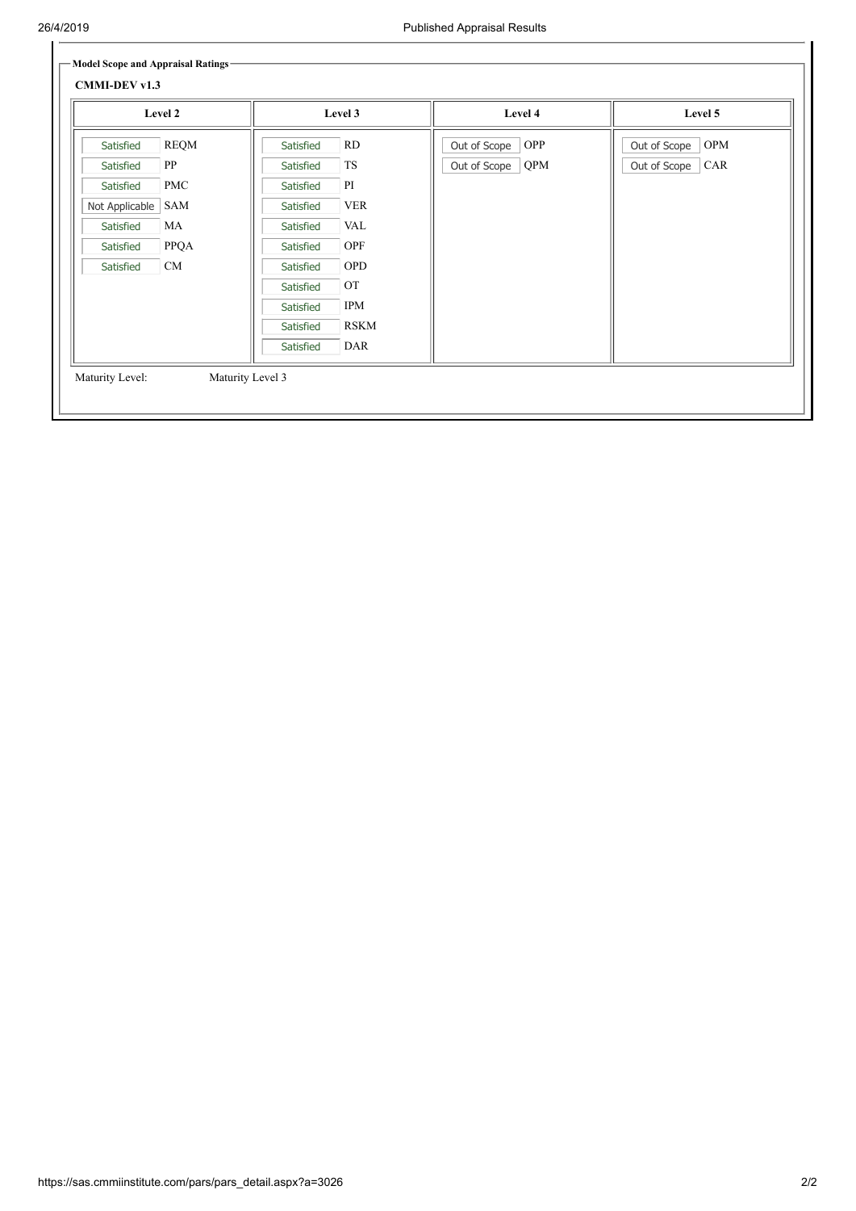**Model Scope and Appraisal Ratings**

**CMMI-DEV v1.3**

| Level 2 | | Level 3 | | Level 4 | | Level 5 | |
|---|---|---|---|---|---|---|---|
| Satisfied | REQM | Satisfied | RD | Out of Scope | OPP | Out of Scope | OPM |
| Satisfied | PP | Satisfied | TS | Out of Scope | QPM | Out of Scope | CAR |
| Satisfied | PMC | Satisfied | PI | | | | |
| Not Applicable | SAM | Satisfied | VER | | | | |
| Satisfied | MA | Satisfied | VAL | | | | |
| Satisfied | PPQA | Satisfied | OPF | | | | |
| Satisfied | CM | Satisfied | OPD | | | | |
| | | Satisfied | OT | | | | |
| | | Satisfied | IPM | | | | |
| | | Satisfied | RSKM | | | | |
| | | Satisfied | DAR | | | | |

Maturity Level: Maturity Level 3